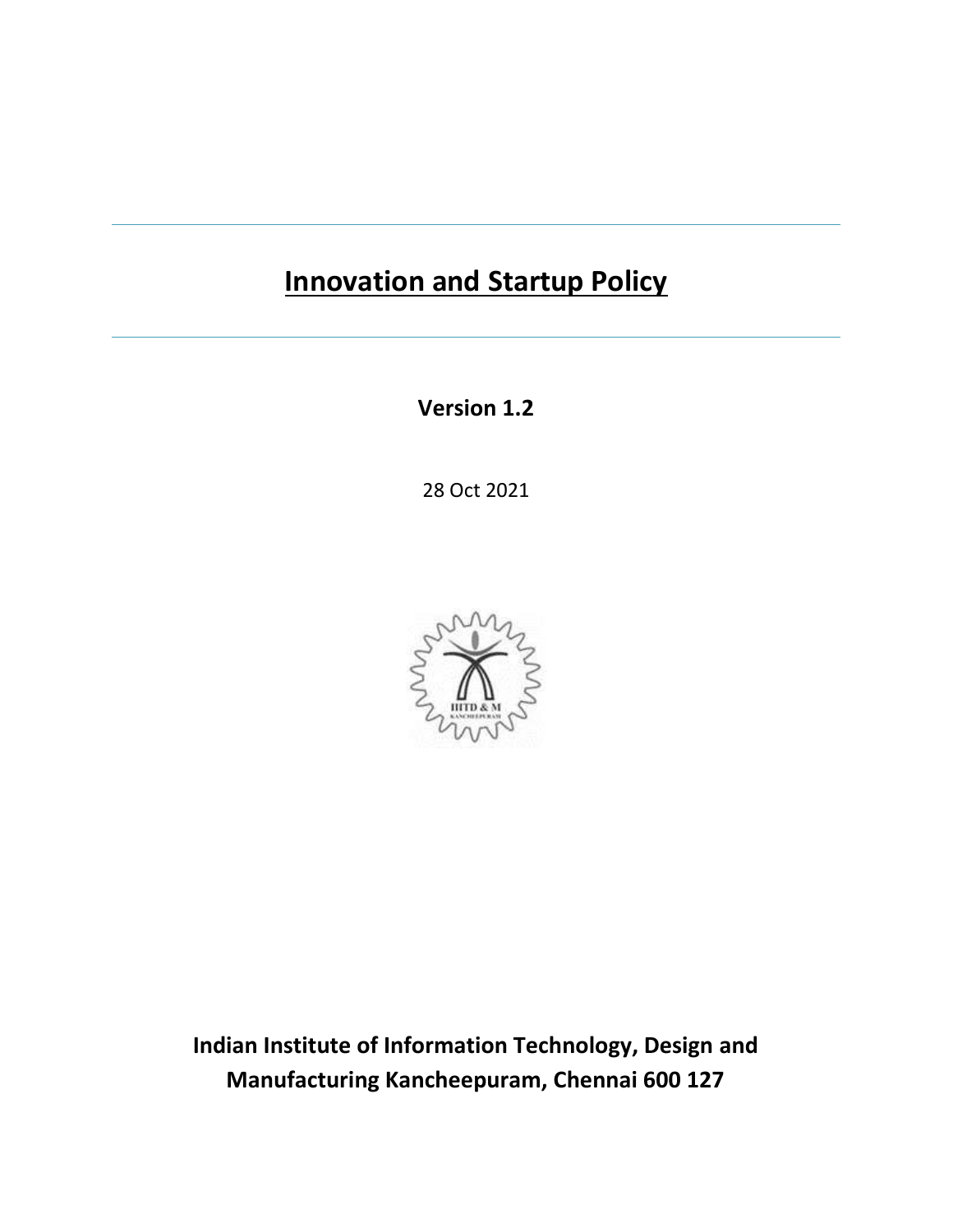# Innovation and Startup Policy

**Version 1.2**

28 Oct 2021

**Indian Institute of Information Technology, Design and Manufacturing Kancheepuram, Chennai 600 127**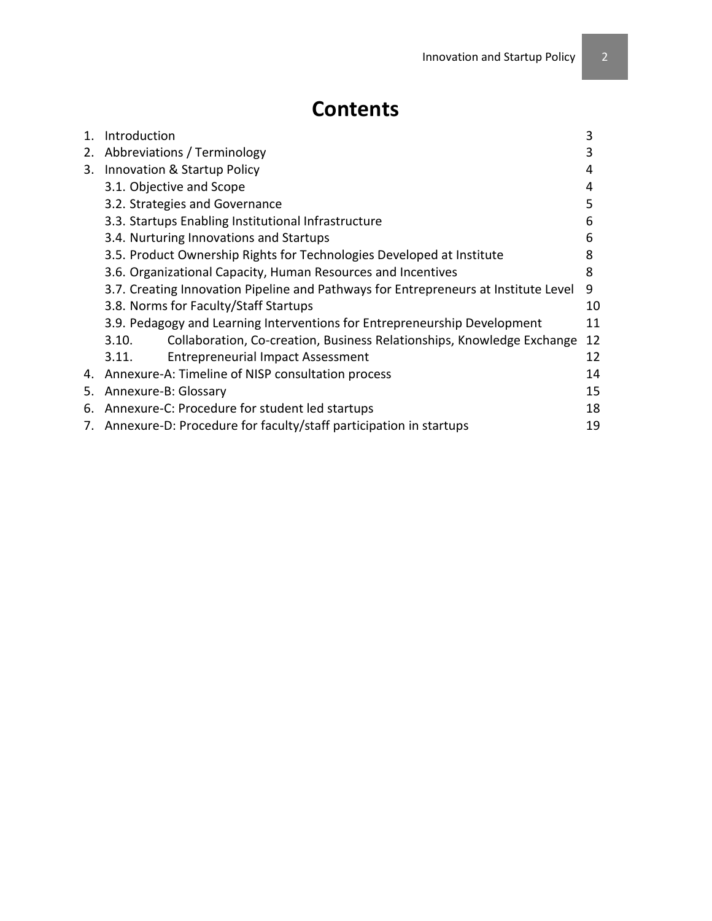# Contents

| | | |
|---|---|---|
| 1. | Introduction | 3 |
| 2. | Abbreviations / Terminology | 3 |
| 3. | Innovation & Startup Policy | 4 |
| | 3.1. Objective and Scope | 4 |
| | 3.2. Strategies and Governance | 5 |
| | 3.3. Startups Enabling Institutional Infrastructure | 6 |
| | 3.4. Nurturing Innovations and Startups | 6 |
| | 3.5. Product Ownership Rights for Technologies Developed at Institute | 8 |
| | 3.6. Organizational Capacity, Human Resources and Incentives | 8 |
| | 3.7. Creating Innovation Pipeline and Pathways for Entrepreneurs at Institute Level | 9 |
| | 3.8. Norms for Faculty/Staff Startups | 10 |
| | 3.9. Pedagogy and Learning Interventions for Entrepreneurship Development | 11 |
| | 3.10. Collaboration, Co-creation, Business Relationships, Knowledge Exchange | 12 |
| | 3.11. Entrepreneurial Impact Assessment | 12 |
| 4. | Annexure-A: Timeline of NISP consultation process | 14 |
| 5. | Annexure-B: Glossary | 15 |
| 6. | Annexure-C: Procedure for student led startups | 18 |
| 7. | Annexure-D: Procedure for faculty/staff participation in startups | 19 |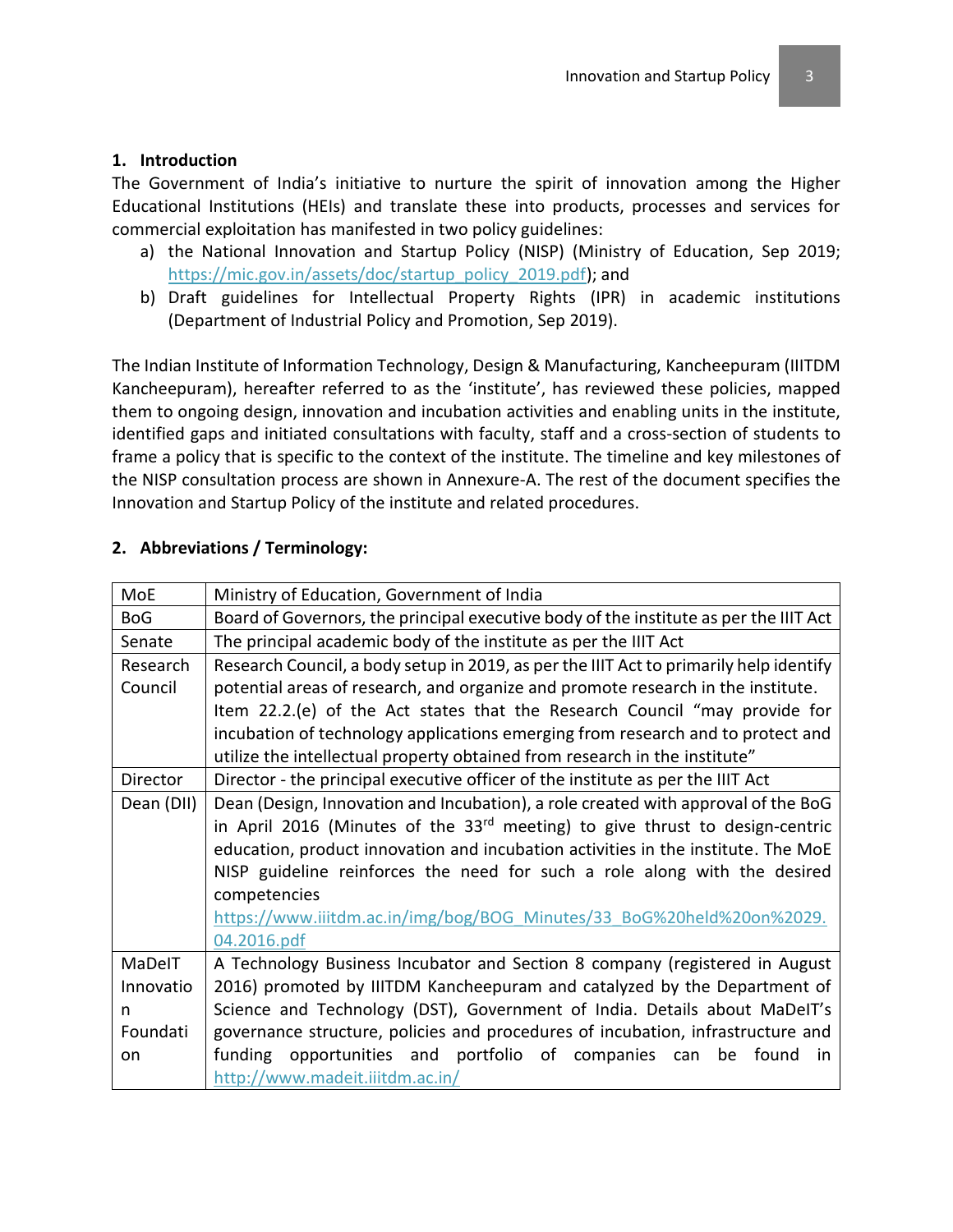## 1. Introduction

The Government of India's initiative to nurture the spirit of innovation among the Higher Educational Institutions (HEIs) and translate these into products, processes and services for commercial exploitation has manifested in two policy guidelines:

a) the National Innovation and Startup Policy (NISP) (Ministry of Education, Sep 2019; https://mic.gov.in/assets/doc/startup_policy_2019.pdf); and
b) Draft guidelines for Intellectual Property Rights (IPR) in academic institutions (Department of Industrial Policy and Promotion, Sep 2019).

The Indian Institute of Information Technology, Design & Manufacturing, Kancheepuram (IIITDM Kancheepuram), hereafter referred to as the 'institute', has reviewed these policies, mapped them to ongoing design, innovation and incubation activities and enabling units in the institute, identified gaps and initiated consultations with faculty, staff and a cross-section of students to frame a policy that is specific to the context of the institute. The timeline and key milestones of the NISP consultation process are shown in Annexure-A. The rest of the document specifies the Innovation and Startup Policy of the institute and related procedures.

## 2. Abbreviations / Terminology:

| | |
|---|---|
| MoE | Ministry of Education, Government of India |
| BoG | Board of Governors, the principal executive body of the institute as per the IIIT Act |
| Senate | The principal academic body of the institute as per the IIIT Act |
| Research Council | Research Council, a body setup in 2019, as per the IIIT Act to primarily help identify potential areas of research, and organize and promote research in the institute. Item 22.2.(e) of the Act states that the Research Council "may provide for incubation of technology applications emerging from research and to protect and utilize the intellectual property obtained from research in the institute" |
| Director | Director - the principal executive officer of the institute as per the IIIT Act |
| Dean (DII) | Dean (Design, Innovation and Incubation), a role created with approval of the BoG in April 2016 (Minutes of the 33rd meeting) to give thrust to design-centric education, product innovation and incubation activities in the institute. The MoE NISP guideline reinforces the need for such a role along with the desired competencies https://www.iiitdm.ac.in/img/bog/BOG_Minutes/33_BoG%20held%20on%2029.04.2016.pdf |
| MaDeIT Innovation Foundation | A Technology Business Incubator and Section 8 company (registered in August 2016) promoted by IIITDM Kancheepuram and catalyzed by the Department of Science and Technology (DST), Government of India. Details about MaDeIT's governance structure, policies and procedures of incubation, infrastructure and funding opportunities and portfolio of companies can be found in http://www.madeit.iiitdm.ac.in/ |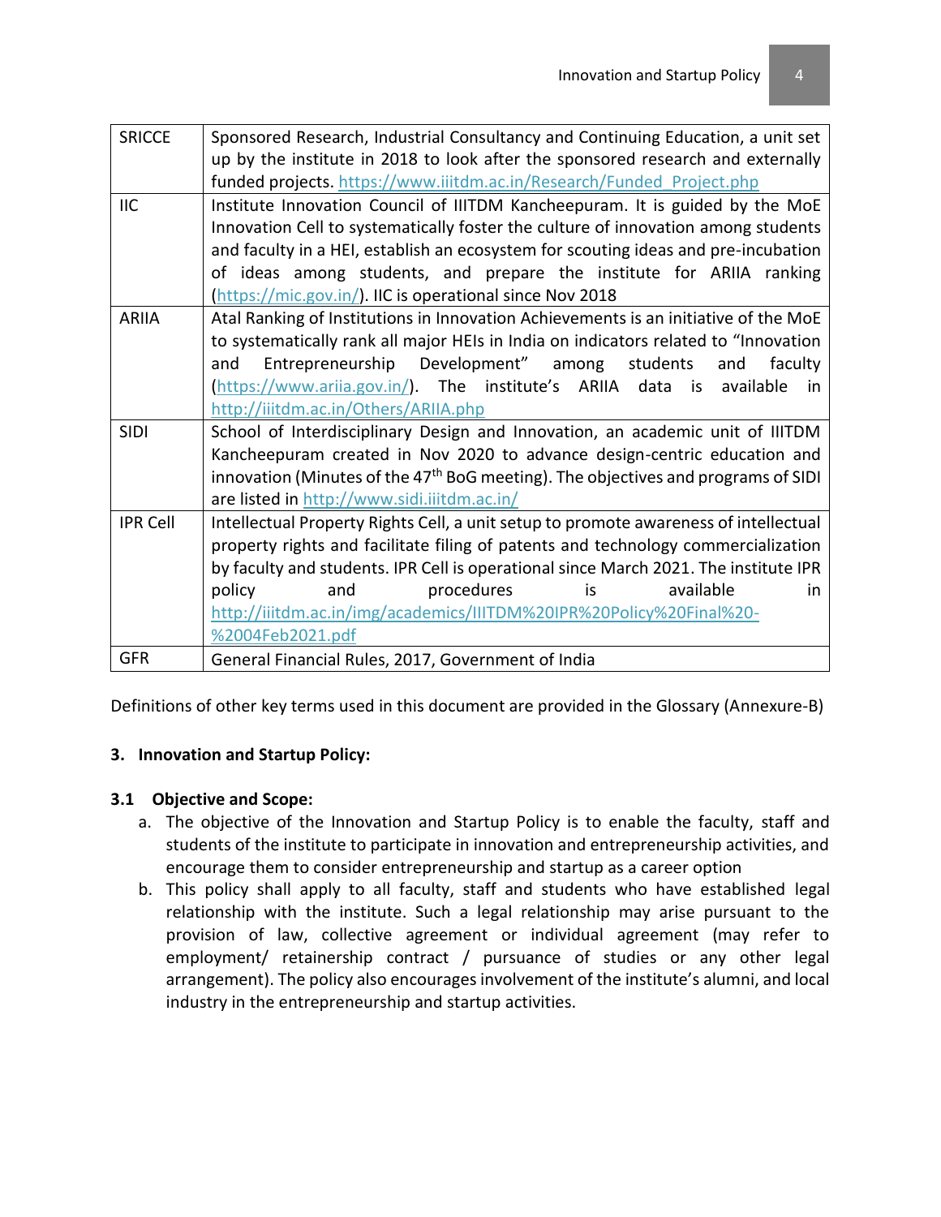| SRICCE | Sponsored Research, Industrial Consultancy and Continuing Education, a unit set up by the institute in 2018 to look after the sponsored research and externally funded projects. https://www.iiitdm.ac.in/Research/Funded_Project.php |
|---|---|
| IIC | Institute Innovation Council of IIITDM Kancheepuram. It is guided by the MoE Innovation Cell to systematically foster the culture of innovation among students and faculty in a HEI, establish an ecosystem for scouting ideas and pre-incubation of ideas among students, and prepare the institute for ARIIA ranking (https://mic.gov.in/). IIC is operational since Nov 2018 |
| ARIIA | Atal Ranking of Institutions in Innovation Achievements is an initiative of the MoE to systematically rank all major HEIs in India on indicators related to "Innovation and Entrepreneurship Development" among students and faculty (https://www.ariia.gov.in/). The institute's ARIIA data is available in http://iiitdm.ac.in/Others/ARIIA.php |
| SIDI | School of Interdisciplinary Design and Innovation, an academic unit of IIITDM Kancheepuram created in Nov 2020 to advance design-centric education and innovation (Minutes of the 47th BoG meeting). The objectives and programs of SIDI are listed in http://www.sidi.iiitdm.ac.in/ |
| IPR Cell | Intellectual Property Rights Cell, a unit setup to promote awareness of intellectual property rights and facilitate filing of patents and technology commercialization by faculty and students. IPR Cell is operational since March 2021. The institute IPR policy and procedures is available in http://iiitdm.ac.in/img/academics/IIITDM%20IPR%20Policy%20Final%20-%2004Feb2021.pdf |
| GFR | General Financial Rules, 2017, Government of India |

Definitions of other key terms used in this document are provided in the Glossary (Annexure-B)

## 3. Innovation and Startup Policy:

### 3.1 Objective and Scope:

a. The objective of the Innovation and Startup Policy is to enable the faculty, staff and students of the institute to participate in innovation and entrepreneurship activities, and encourage them to consider entrepreneurship and startup as a career option

b. This policy shall apply to all faculty, staff and students who have established legal relationship with the institute. Such a legal relationship may arise pursuant to the provision of law, collective agreement or individual agreement (may refer to employment/ retainership contract / pursuance of studies or any other legal arrangement). The policy also encourages involvement of the institute's alumni, and local industry in the entrepreneurship and startup activities.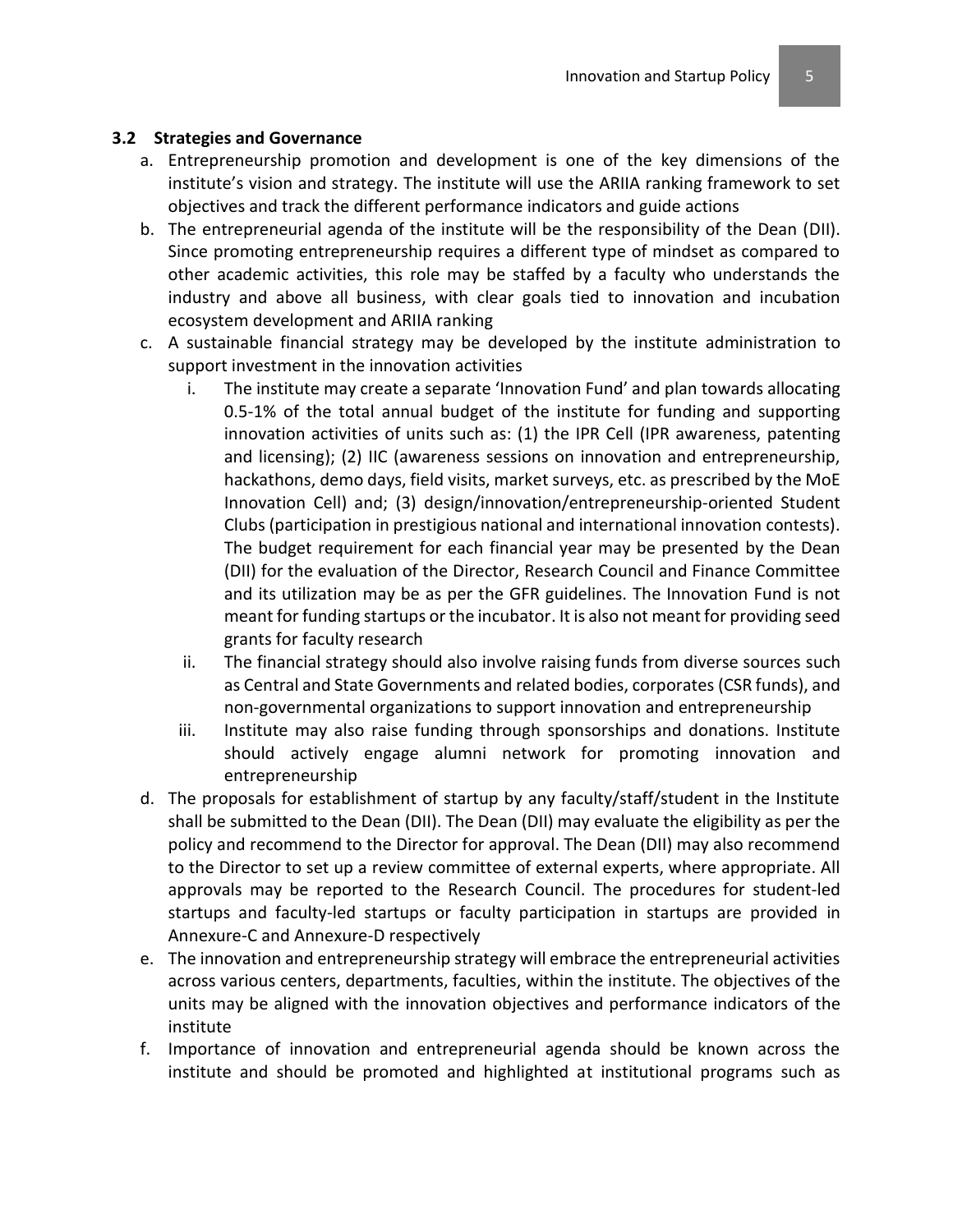### 3.2 Strategies and Governance

a. Entrepreneurship promotion and development is one of the key dimensions of the institute's vision and strategy. The institute will use the ARIIA ranking framework to set objectives and track the different performance indicators and guide actions

b. The entrepreneurial agenda of the institute will be the responsibility of the Dean (DII). Since promoting entrepreneurship requires a different type of mindset as compared to other academic activities, this role may be staffed by a faculty who understands the industry and above all business, with clear goals tied to innovation and incubation ecosystem development and ARIIA ranking

c. A sustainable financial strategy may be developed by the institute administration to support investment in the innovation activities

   i. The institute may create a separate 'Innovation Fund' and plan towards allocating 0.5-1% of the total annual budget of the institute for funding and supporting innovation activities of units such as: (1) the IPR Cell (IPR awareness, patenting and licensing); (2) IIC (awareness sessions on innovation and entrepreneurship, hackathons, demo days, field visits, market surveys, etc. as prescribed by the MoE Innovation Cell) and; (3) design/innovation/entrepreneurship-oriented Student Clubs (participation in prestigious national and international innovation contests). The budget requirement for each financial year may be presented by the Dean (DII) for the evaluation of the Director, Research Council and Finance Committee and its utilization may be as per the GFR guidelines. The Innovation Fund is not meant for funding startups or the incubator. It is also not meant for providing seed grants for faculty research

   ii. The financial strategy should also involve raising funds from diverse sources such as Central and State Governments and related bodies, corporates (CSR funds), and non-governmental organizations to support innovation and entrepreneurship

   iii. Institute may also raise funding through sponsorships and donations. Institute should actively engage alumni network for promoting innovation and entrepreneurship

d. The proposals for establishment of startup by any faculty/staff/student in the Institute shall be submitted to the Dean (DII). The Dean (DII) may evaluate the eligibility as per the policy and recommend to the Director for approval. The Dean (DII) may also recommend to the Director to set up a review committee of external experts, where appropriate. All approvals may be reported to the Research Council. The procedures for student-led startups and faculty-led startups or faculty participation in startups are provided in Annexure-C and Annexure-D respectively

e. The innovation and entrepreneurship strategy will embrace the entrepreneurial activities across various centers, departments, faculties, within the institute. The objectives of the units may be aligned with the innovation objectives and performance indicators of the institute

f. Importance of innovation and entrepreneurial agenda should be known across the institute and should be promoted and highlighted at institutional programs such as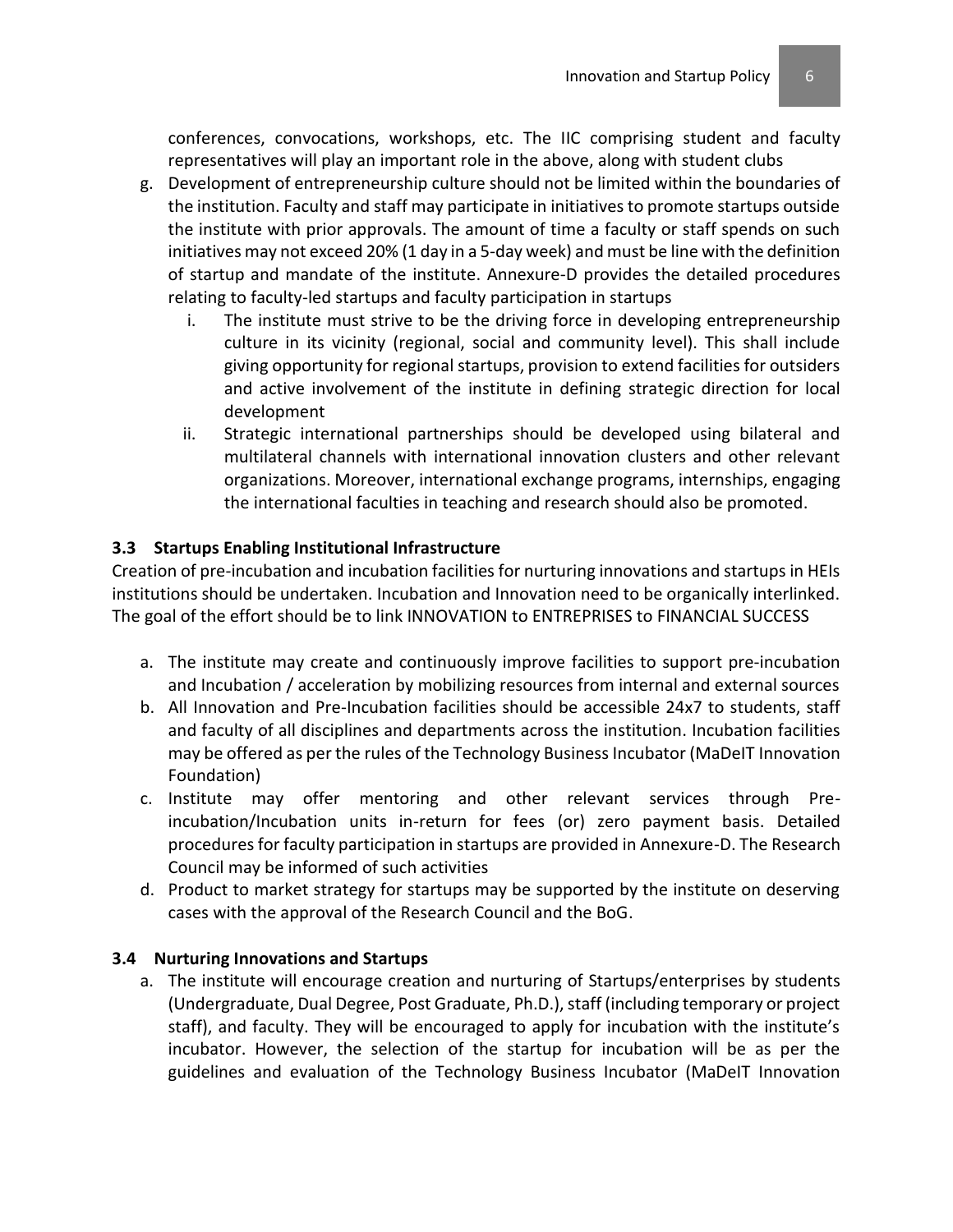conferences, convocations, workshops, etc. The IIC comprising student and faculty representatives will play an important role in the above, along with student clubs

g. Development of entrepreneurship culture should not be limited within the boundaries of the institution. Faculty and staff may participate in initiatives to promote startups outside the institute with prior approvals. The amount of time a faculty or staff spends on such initiatives may not exceed 20% (1 day in a 5-day week) and must be line with the definition of startup and mandate of the institute. Annexure-D provides the detailed procedures relating to faculty-led startups and faculty participation in startups
    i. The institute must strive to be the driving force in developing entrepreneurship culture in its vicinity (regional, social and community level). This shall include giving opportunity for regional startups, provision to extend facilities for outsiders and active involvement of the institute in defining strategic direction for local development
    ii. Strategic international partnerships should be developed using bilateral and multilateral channels with international innovation clusters and other relevant organizations. Moreover, international exchange programs, internships, engaging the international faculties in teaching and research should also be promoted.

### 3.3 Startups Enabling Institutional Infrastructure

Creation of pre-incubation and incubation facilities for nurturing innovations and startups in HEIs institutions should be undertaken. Incubation and Innovation need to be organically interlinked. The goal of the effort should be to link INNOVATION to ENTREPRISES to FINANCIAL SUCCESS

a. The institute may create and continuously improve facilities to support pre-incubation and Incubation / acceleration by mobilizing resources from internal and external sources
b. All Innovation and Pre-Incubation facilities should be accessible 24x7 to students, staff and faculty of all disciplines and departments across the institution. Incubation facilities may be offered as per the rules of the Technology Business Incubator (MaDeIT Innovation Foundation)
c. Institute may offer mentoring and other relevant services through Pre-incubation/Incubation units in-return for fees (or) zero payment basis. Detailed procedures for faculty participation in startups are provided in Annexure-D. The Research Council may be informed of such activities
d. Product to market strategy for startups may be supported by the institute on deserving cases with the approval of the Research Council and the BoG.

### 3.4 Nurturing Innovations and Startups

a. The institute will encourage creation and nurturing of Startups/enterprises by students (Undergraduate, Dual Degree, Post Graduate, Ph.D.), staff (including temporary or project staff), and faculty. They will be encouraged to apply for incubation with the institute's incubator. However, the selection of the startup for incubation will be as per the guidelines and evaluation of the Technology Business Incubator (MaDeIT Innovation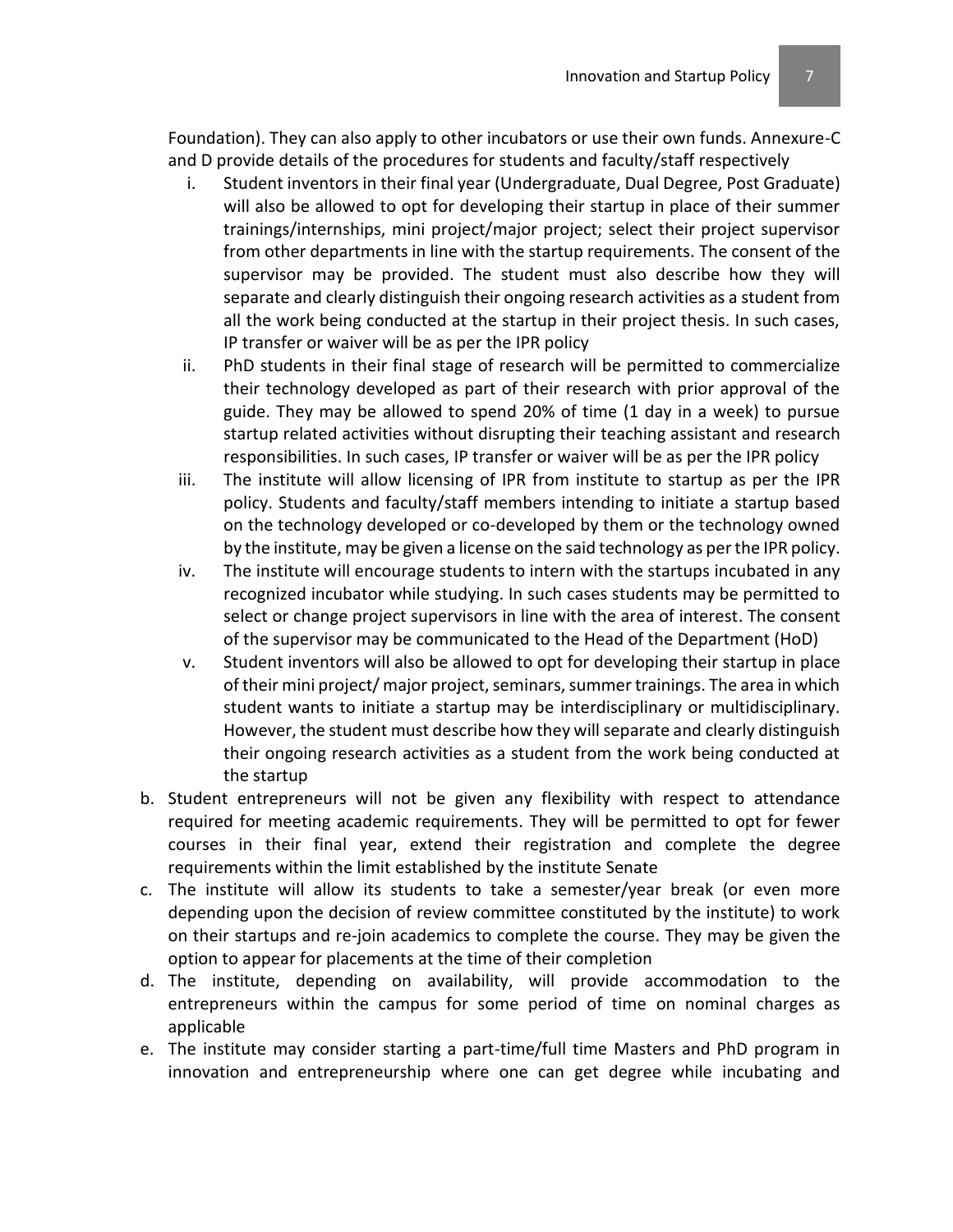Foundation). They can also apply to other incubators or use their own funds. Annexure-C and D provide details of the procedures for students and faculty/staff respectively

i. Student inventors in their final year (Undergraduate, Dual Degree, Post Graduate) will also be allowed to opt for developing their startup in place of their summer trainings/internships, mini project/major project; select their project supervisor from other departments in line with the startup requirements. The consent of the supervisor may be provided. The student must also describe how they will separate and clearly distinguish their ongoing research activities as a student from all the work being conducted at the startup in their project thesis. In such cases, IP transfer or waiver will be as per the IPR policy

ii. PhD students in their final stage of research will be permitted to commercialize their technology developed as part of their research with prior approval of the guide. They may be allowed to spend 20% of time (1 day in a week) to pursue startup related activities without disrupting their teaching assistant and research responsibilities. In such cases, IP transfer or waiver will be as per the IPR policy

iii. The institute will allow licensing of IPR from institute to startup as per the IPR policy. Students and faculty/staff members intending to initiate a startup based on the technology developed or co-developed by them or the technology owned by the institute, may be given a license on the said technology as per the IPR policy.

iv. The institute will encourage students to intern with the startups incubated in any recognized incubator while studying. In such cases students may be permitted to select or change project supervisors in line with the area of interest. The consent of the supervisor may be communicated to the Head of the Department (HoD)

v. Student inventors will also be allowed to opt for developing their startup in place of their mini project/ major project, seminars, summer trainings. The area in which student wants to initiate a startup may be interdisciplinary or multidisciplinary. However, the student must describe how they will separate and clearly distinguish their ongoing research activities as a student from the work being conducted at the startup

b. Student entrepreneurs will not be given any flexibility with respect to attendance required for meeting academic requirements. They will be permitted to opt for fewer courses in their final year, extend their registration and complete the degree requirements within the limit established by the institute Senate

c. The institute will allow its students to take a semester/year break (or even more depending upon the decision of review committee constituted by the institute) to work on their startups and re-join academics to complete the course. They may be given the option to appear for placements at the time of their completion

d. The institute, depending on availability, will provide accommodation to the entrepreneurs within the campus for some period of time on nominal charges as applicable

e. The institute may consider starting a part-time/full time Masters and PhD program in innovation and entrepreneurship where one can get degree while incubating and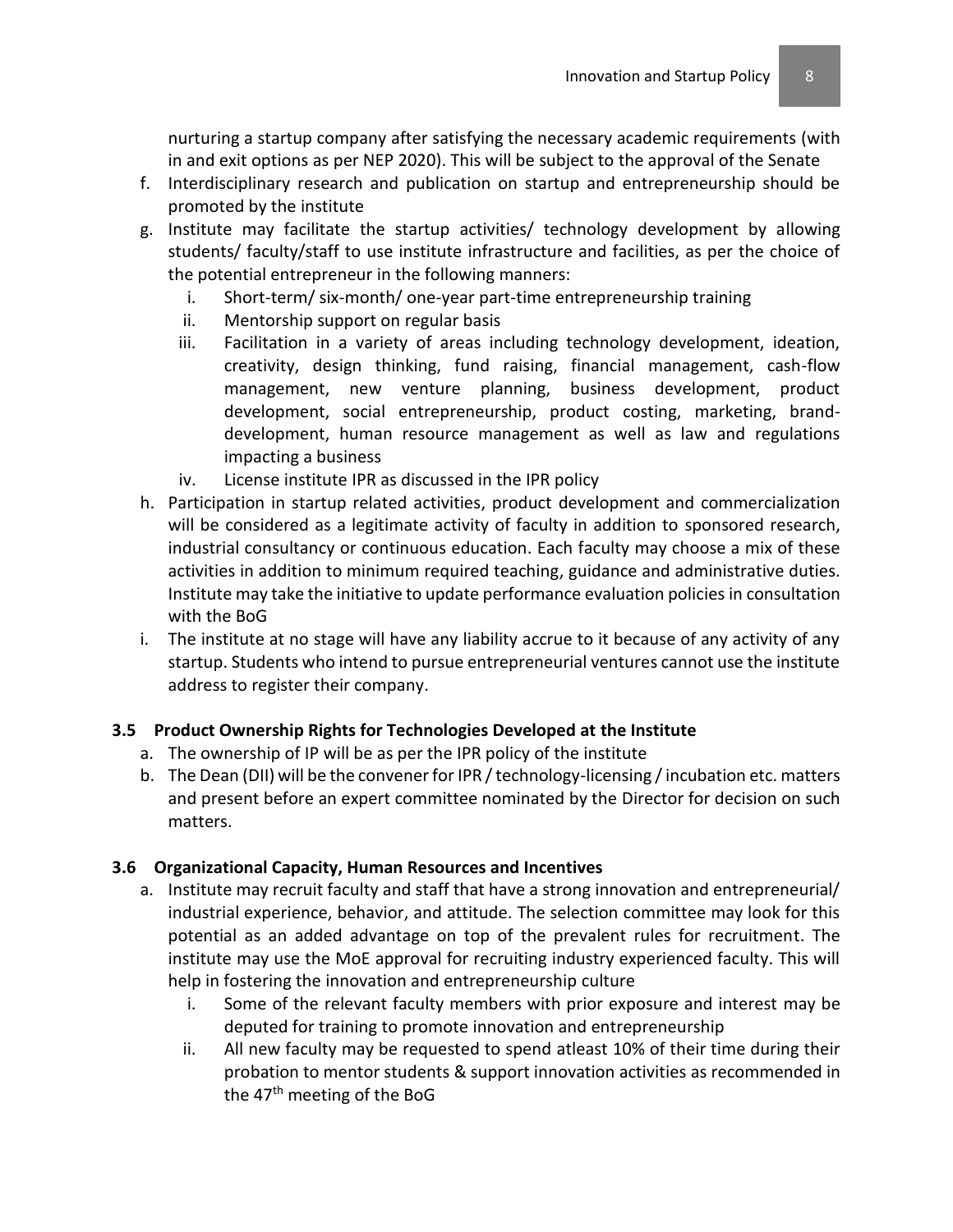nurturing a startup company after satisfying the necessary academic requirements (with in and exit options as per NEP 2020). This will be subject to the approval of the Senate

f. Interdisciplinary research and publication on startup and entrepreneurship should be promoted by the institute

g. Institute may facilitate the startup activities/ technology development by allowing students/ faculty/staff to use institute infrastructure and facilities, as per the choice of the potential entrepreneur in the following manners:
   i. Short-term/ six-month/ one-year part-time entrepreneurship training
   ii. Mentorship support on regular basis
   iii. Facilitation in a variety of areas including technology development, ideation, creativity, design thinking, fund raising, financial management, cash-flow management, new venture planning, business development, product development, social entrepreneurship, product costing, marketing, brand-development, human resource management as well as law and regulations impacting a business
   iv. License institute IPR as discussed in the IPR policy

h. Participation in startup related activities, product development and commercialization will be considered as a legitimate activity of faculty in addition to sponsored research, industrial consultancy or continuous education. Each faculty may choose a mix of these activities in addition to minimum required teaching, guidance and administrative duties. Institute may take the initiative to update performance evaluation policies in consultation with the BoG

i. The institute at no stage will have any liability accrue to it because of any activity of any startup. Students who intend to pursue entrepreneurial ventures cannot use the institute address to register their company.

### 3.5 Product Ownership Rights for Technologies Developed at the Institute

a. The ownership of IP will be as per the IPR policy of the institute

b. The Dean (DII) will be the convener for IPR / technology-licensing / incubation etc. matters and present before an expert committee nominated by the Director for decision on such matters.

### 3.6 Organizational Capacity, Human Resources and Incentives

a. Institute may recruit faculty and staff that have a strong innovation and entrepreneurial/ industrial experience, behavior, and attitude. The selection committee may look for this potential as an added advantage on top of the prevalent rules for recruitment. The institute may use the MoE approval for recruiting industry experienced faculty. This will help in fostering the innovation and entrepreneurship culture
   i. Some of the relevant faculty members with prior exposure and interest may be deputed for training to promote innovation and entrepreneurship
   ii. All new faculty may be requested to spend atleast 10% of their time during their probation to mentor students & support innovation activities as recommended in the 47th meeting of the BoG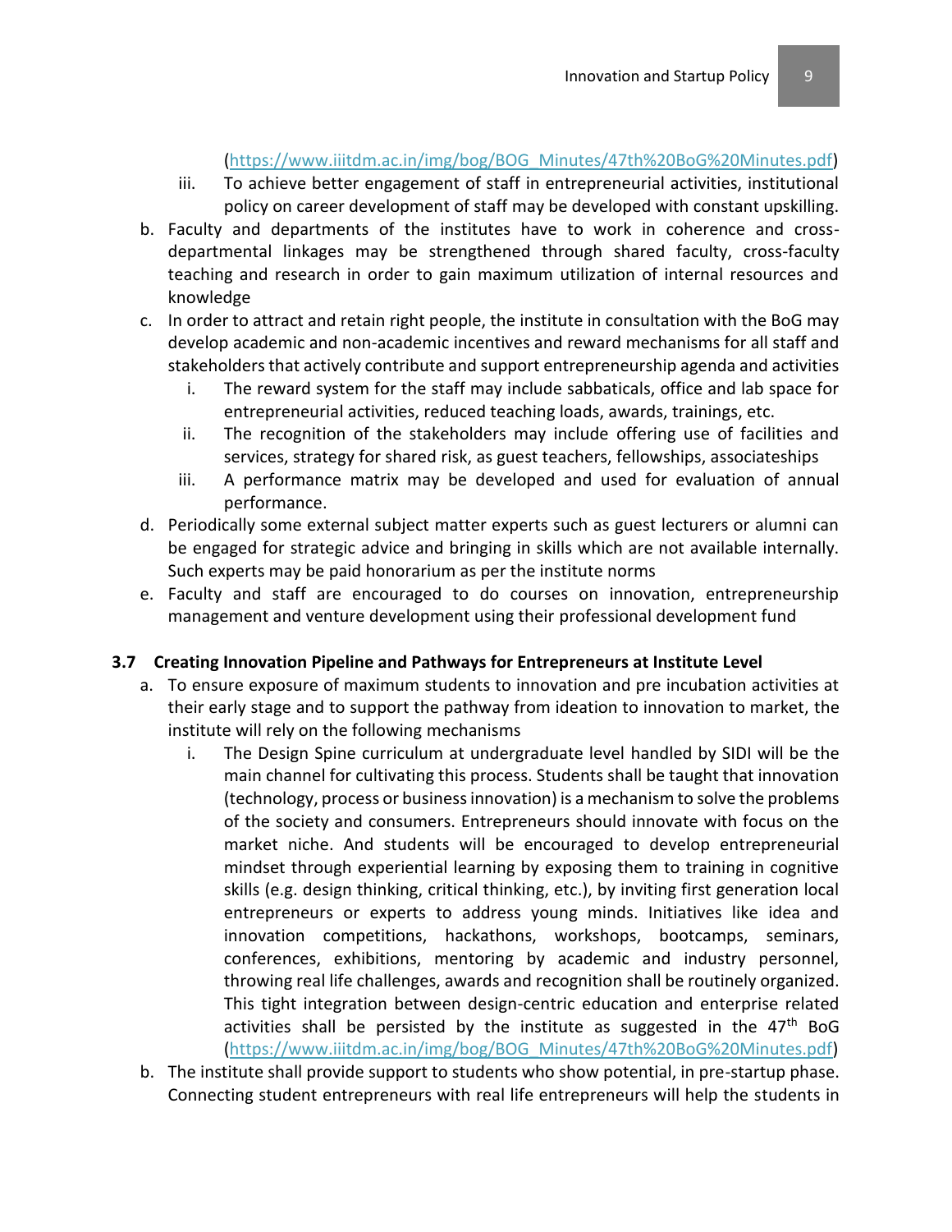(https://www.iiitdm.ac.in/img/bog/BOG_Minutes/47th%20BoG%20Minutes.pdf)

   iii. To achieve better engagement of staff in entrepreneurial activities, institutional policy on career development of staff may be developed with constant upskilling.

b. Faculty and departments of the institutes have to work in coherence and cross-departmental linkages may be strengthened through shared faculty, cross-faculty teaching and research in order to gain maximum utilization of internal resources and knowledge

c. In order to attract and retain right people, the institute in consultation with the BoG may develop academic and non-academic incentives and reward mechanisms for all staff and stakeholders that actively contribute and support entrepreneurship agenda and activities
   i. The reward system for the staff may include sabbaticals, office and lab space for entrepreneurial activities, reduced teaching loads, awards, trainings, etc.
   ii. The recognition of the stakeholders may include offering use of facilities and services, strategy for shared risk, as guest teachers, fellowships, associateships
   iii. A performance matrix may be developed and used for evaluation of annual performance.

d. Periodically some external subject matter experts such as guest lecturers or alumni can be engaged for strategic advice and bringing in skills which are not available internally. Such experts may be paid honorarium as per the institute norms

e. Faculty and staff are encouraged to do courses on innovation, entrepreneurship management and venture development using their professional development fund

### 3.7 Creating Innovation Pipeline and Pathways for Entrepreneurs at Institute Level

a. To ensure exposure of maximum students to innovation and pre incubation activities at their early stage and to support the pathway from ideation to innovation to market, the institute will rely on the following mechanisms
   i. The Design Spine curriculum at undergraduate level handled by SIDI will be the main channel for cultivating this process. Students shall be taught that innovation (technology, process or business innovation) is a mechanism to solve the problems of the society and consumers. Entrepreneurs should innovate with focus on the market niche. And students will be encouraged to develop entrepreneurial mindset through experiential learning by exposing them to training in cognitive skills (e.g. design thinking, critical thinking, etc.), by inviting first generation local entrepreneurs or experts to address young minds. Initiatives like idea and innovation competitions, hackathons, workshops, bootcamps, seminars, conferences, exhibitions, mentoring by academic and industry personnel, throwing real life challenges, awards and recognition shall be routinely organized. This tight integration between design-centric education and enterprise related activities shall be persisted by the institute as suggested in the 47th BoG (https://www.iiitdm.ac.in/img/bog/BOG_Minutes/47th%20BoG%20Minutes.pdf)

b. The institute shall provide support to students who show potential, in pre-startup phase. Connecting student entrepreneurs with real life entrepreneurs will help the students in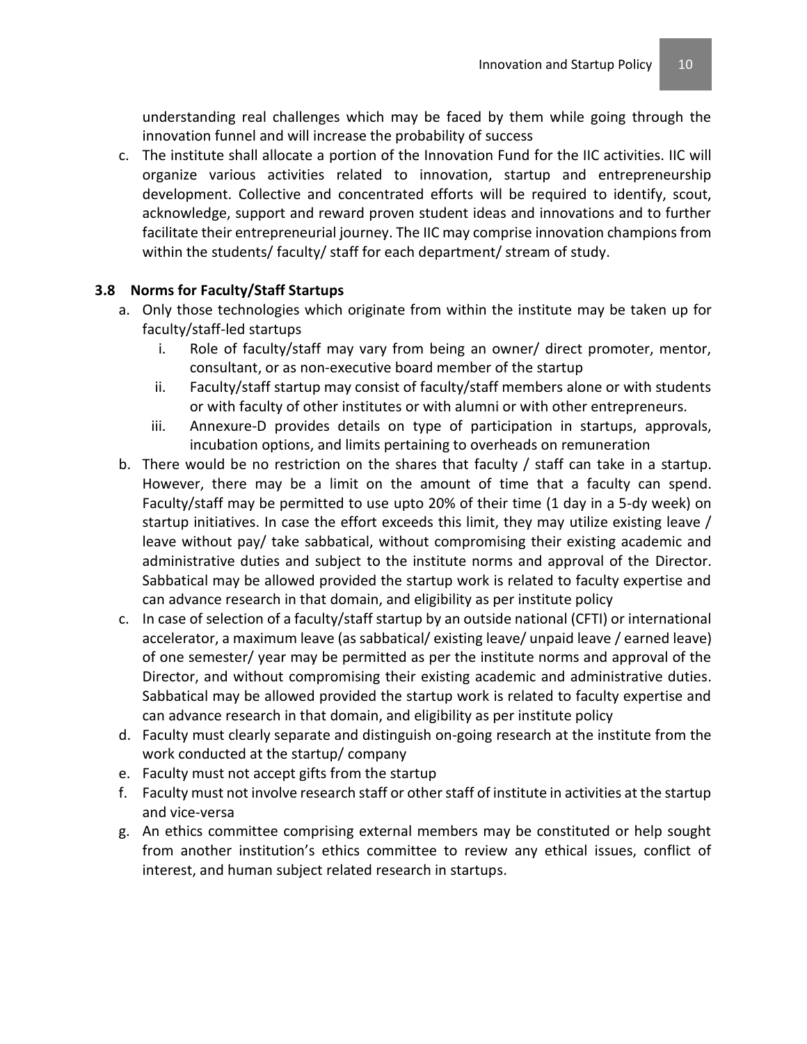understanding real challenges which may be faced by them while going through the innovation funnel and will increase the probability of success

c. The institute shall allocate a portion of the Innovation Fund for the IIC activities. IIC will organize various activities related to innovation, startup and entrepreneurship development. Collective and concentrated efforts will be required to identify, scout, acknowledge, support and reward proven student ideas and innovations and to further facilitate their entrepreneurial journey. The IIC may comprise innovation champions from within the students/ faculty/ staff for each department/ stream of study.

### 3.8 Norms for Faculty/Staff Startups

a. Only those technologies which originate from within the institute may be taken up for faculty/staff-led startups
   i. Role of faculty/staff may vary from being an owner/ direct promoter, mentor, consultant, or as non-executive board member of the startup
   ii. Faculty/staff startup may consist of faculty/staff members alone or with students or with faculty of other institutes or with alumni or with other entrepreneurs.
   iii. Annexure-D provides details on type of participation in startups, approvals, incubation options, and limits pertaining to overheads on remuneration
b. There would be no restriction on the shares that faculty / staff can take in a startup. However, there may be a limit on the amount of time that a faculty can spend. Faculty/staff may be permitted to use upto 20% of their time (1 day in a 5-dy week) on startup initiatives. In case the effort exceeds this limit, they may utilize existing leave / leave without pay/ take sabbatical, without compromising their existing academic and administrative duties and subject to the institute norms and approval of the Director. Sabbatical may be allowed provided the startup work is related to faculty expertise and can advance research in that domain, and eligibility as per institute policy
c. In case of selection of a faculty/staff startup by an outside national (CFTI) or international accelerator, a maximum leave (as sabbatical/ existing leave/ unpaid leave / earned leave) of one semester/ year may be permitted as per the institute norms and approval of the Director, and without compromising their existing academic and administrative duties. Sabbatical may be allowed provided the startup work is related to faculty expertise and can advance research in that domain, and eligibility as per institute policy
d. Faculty must clearly separate and distinguish on-going research at the institute from the work conducted at the startup/ company
e. Faculty must not accept gifts from the startup
f. Faculty must not involve research staff or other staff of institute in activities at the startup and vice-versa
g. An ethics committee comprising external members may be constituted or help sought from another institution's ethics committee to review any ethical issues, conflict of interest, and human subject related research in startups.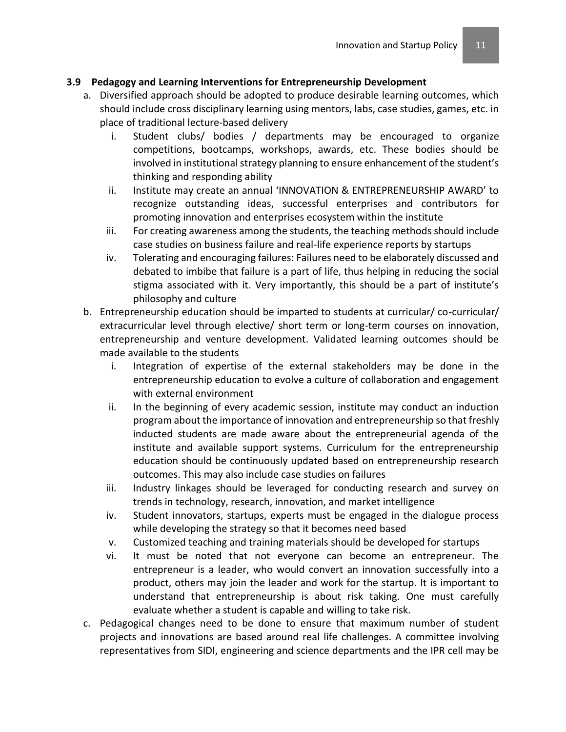### 3.9 Pedagogy and Learning Interventions for Entrepreneurship Development

a. Diversified approach should be adopted to produce desirable learning outcomes, which should include cross disciplinary learning using mentors, labs, case studies, games, etc. in place of traditional lecture-based delivery

   i. Student clubs/ bodies / departments may be encouraged to organize competitions, bootcamps, workshops, awards, etc. These bodies should be involved in institutional strategy planning to ensure enhancement of the student's thinking and responding ability

   ii. Institute may create an annual 'INNOVATION & ENTREPRENEURSHIP AWARD' to recognize outstanding ideas, successful enterprises and contributors for promoting innovation and enterprises ecosystem within the institute

   iii. For creating awareness among the students, the teaching methods should include case studies on business failure and real-life experience reports by startups

   iv. Tolerating and encouraging failures: Failures need to be elaborately discussed and debated to imbibe that failure is a part of life, thus helping in reducing the social stigma associated with it. Very importantly, this should be a part of institute's philosophy and culture

b. Entrepreneurship education should be imparted to students at curricular/ co-curricular/ extracurricular level through elective/ short term or long-term courses on innovation, entrepreneurship and venture development. Validated learning outcomes should be made available to the students

   i. Integration of expertise of the external stakeholders may be done in the entrepreneurship education to evolve a culture of collaboration and engagement with external environment

   ii. In the beginning of every academic session, institute may conduct an induction program about the importance of innovation and entrepreneurship so that freshly inducted students are made aware about the entrepreneurial agenda of the institute and available support systems. Curriculum for the entrepreneurship education should be continuously updated based on entrepreneurship research outcomes. This may also include case studies on failures

   iii. Industry linkages should be leveraged for conducting research and survey on trends in technology, research, innovation, and market intelligence

   iv. Student innovators, startups, experts must be engaged in the dialogue process while developing the strategy so that it becomes need based

   v. Customized teaching and training materials should be developed for startups

   vi. It must be noted that not everyone can become an entrepreneur. The entrepreneur is a leader, who would convert an innovation successfully into a product, others may join the leader and work for the startup. It is important to understand that entrepreneurship is about risk taking. One must carefully evaluate whether a student is capable and willing to take risk.

c. Pedagogical changes need to be done to ensure that maximum number of student projects and innovations are based around real life challenges. A committee involving representatives from SIDI, engineering and science departments and the IPR cell may be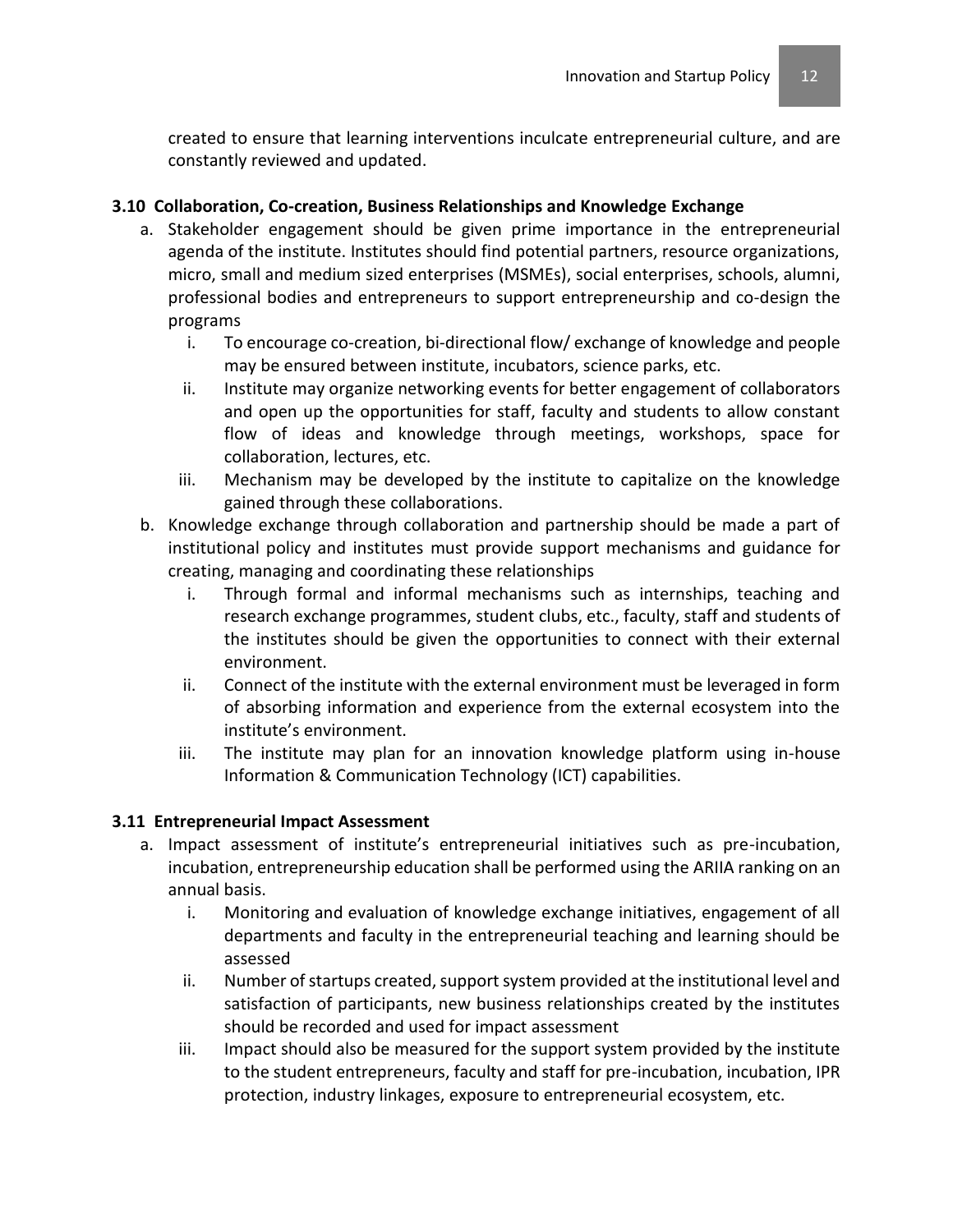created to ensure that learning interventions inculcate entrepreneurial culture, and are constantly reviewed and updated.

### 3.10 Collaboration, Co-creation, Business Relationships and Knowledge Exchange

a. Stakeholder engagement should be given prime importance in the entrepreneurial agenda of the institute. Institutes should find potential partners, resource organizations, micro, small and medium sized enterprises (MSMEs), social enterprises, schools, alumni, professional bodies and entrepreneurs to support entrepreneurship and co-design the programs
   i. To encourage co-creation, bi-directional flow/ exchange of knowledge and people may be ensured between institute, incubators, science parks, etc.
   ii. Institute may organize networking events for better engagement of collaborators and open up the opportunities for staff, faculty and students to allow constant flow of ideas and knowledge through meetings, workshops, space for collaboration, lectures, etc.
   iii. Mechanism may be developed by the institute to capitalize on the knowledge gained through these collaborations.
b. Knowledge exchange through collaboration and partnership should be made a part of institutional policy and institutes must provide support mechanisms and guidance for creating, managing and coordinating these relationships
   i. Through formal and informal mechanisms such as internships, teaching and research exchange programmes, student clubs, etc., faculty, staff and students of the institutes should be given the opportunities to connect with their external environment.
   ii. Connect of the institute with the external environment must be leveraged in form of absorbing information and experience from the external ecosystem into the institute's environment.
   iii. The institute may plan for an innovation knowledge platform using in-house Information & Communication Technology (ICT) capabilities.

### 3.11 Entrepreneurial Impact Assessment

a. Impact assessment of institute's entrepreneurial initiatives such as pre-incubation, incubation, entrepreneurship education shall be performed using the ARIIA ranking on an annual basis.
   i. Monitoring and evaluation of knowledge exchange initiatives, engagement of all departments and faculty in the entrepreneurial teaching and learning should be assessed
   ii. Number of startups created, support system provided at the institutional level and satisfaction of participants, new business relationships created by the institutes should be recorded and used for impact assessment
   iii. Impact should also be measured for the support system provided by the institute to the student entrepreneurs, faculty and staff for pre-incubation, incubation, IPR protection, industry linkages, exposure to entrepreneurial ecosystem, etc.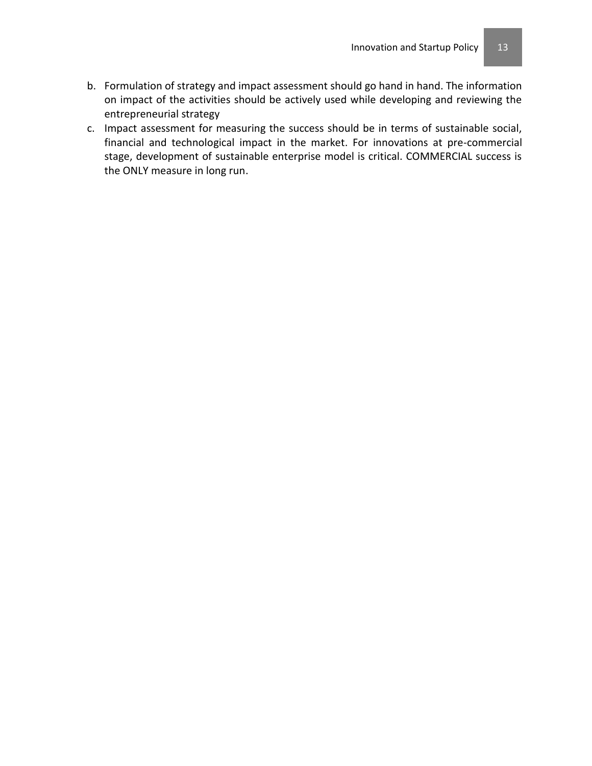b. Formulation of strategy and impact assessment should go hand in hand. The information on impact of the activities should be actively used while developing and reviewing the entrepreneurial strategy
c. Impact assessment for measuring the success should be in terms of sustainable social, financial and technological impact in the market. For innovations at pre-commercial stage, development of sustainable enterprise model is critical. COMMERCIAL success is the ONLY measure in long run.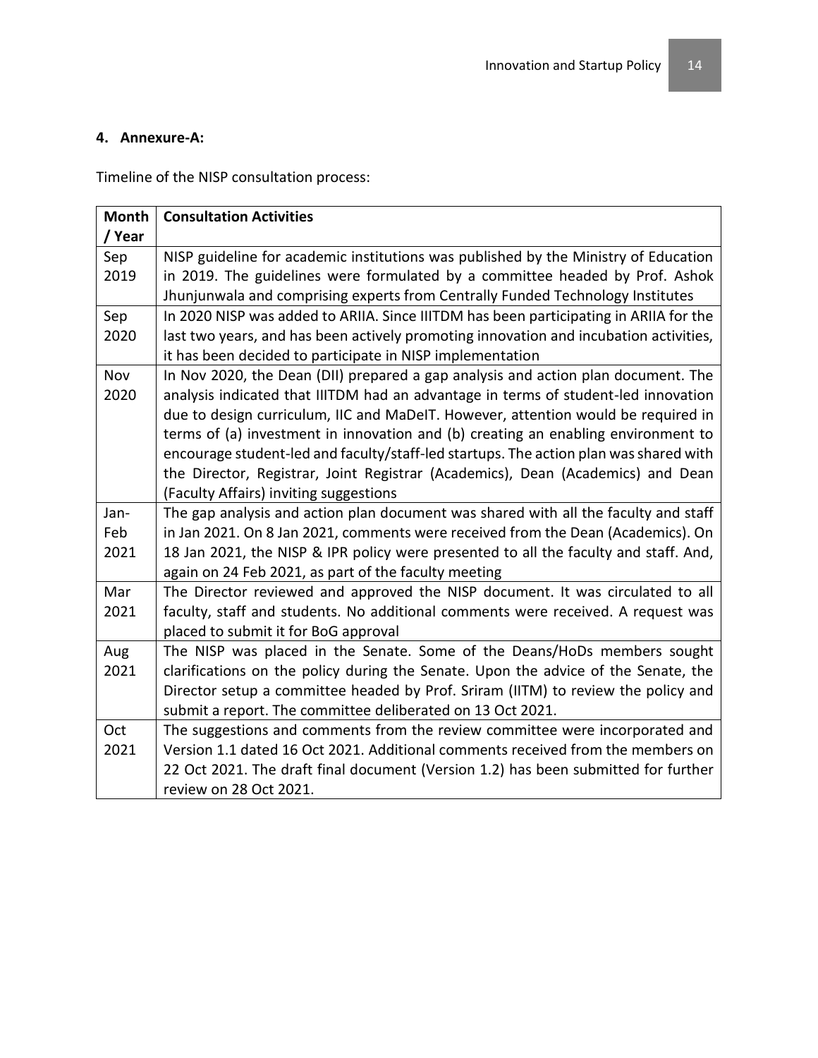### 4. Annexure-A:

Timeline of the NISP consultation process:

| Month / Year | Consultation Activities |
|---|---|
| Sep 2019 | NISP guideline for academic institutions was published by the Ministry of Education in 2019. The guidelines were formulated by a committee headed by Prof. Ashok Jhunjunwala and comprising experts from Centrally Funded Technology Institutes |
| Sep 2020 | In 2020 NISP was added to ARIIA. Since IIITDM has been participating in ARIIA for the last two years, and has been actively promoting innovation and incubation activities, it has been decided to participate in NISP implementation |
| Nov 2020 | In Nov 2020, the Dean (DII) prepared a gap analysis and action plan document. The analysis indicated that IIITDM had an advantage in terms of student-led innovation due to design curriculum, IIC and MaDeIT. However, attention would be required in terms of (a) investment in innovation and (b) creating an enabling environment to encourage student-led and faculty/staff-led startups. The action plan was shared with the Director, Registrar, Joint Registrar (Academics), Dean (Academics) and Dean (Faculty Affairs) inviting suggestions |
| Jan-Feb 2021 | The gap analysis and action plan document was shared with all the faculty and staff in Jan 2021. On 8 Jan 2021, comments were received from the Dean (Academics). On 18 Jan 2021, the NISP & IPR policy were presented to all the faculty and staff. And, again on 24 Feb 2021, as part of the faculty meeting |
| Mar 2021 | The Director reviewed and approved the NISP document. It was circulated to all faculty, staff and students. No additional comments were received. A request was placed to submit it for BoG approval |
| Aug 2021 | The NISP was placed in the Senate. Some of the Deans/HoDs members sought clarifications on the policy during the Senate. Upon the advice of the Senate, the Director setup a committee headed by Prof. Sriram (IITM) to review the policy and submit a report. The committee deliberated on 13 Oct 2021. |
| Oct 2021 | The suggestions and comments from the review committee were incorporated and Version 1.1 dated 16 Oct 2021. Additional comments received from the members on 22 Oct 2021. The draft final document (Version 1.2) has been submitted for further review on 28 Oct 2021. |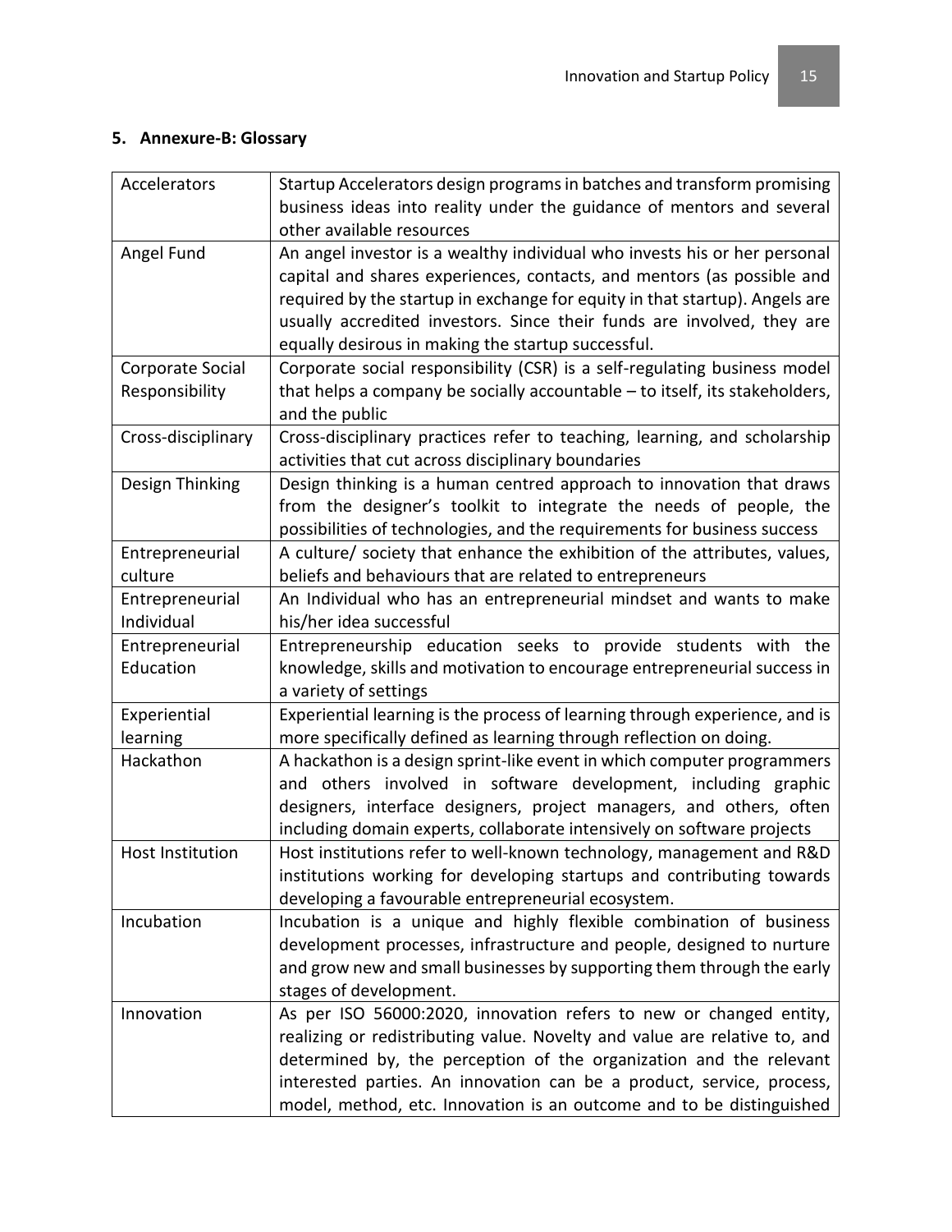## 5. Annexure-B: Glossary

| | |
|---|---|
| Accelerators | Startup Accelerators design programs in batches and transform promising business ideas into reality under the guidance of mentors and several other available resources |
| Angel Fund | An angel investor is a wealthy individual who invests his or her personal capital and shares experiences, contacts, and mentors (as possible and required by the startup in exchange for equity in that startup). Angels are usually accredited investors. Since their funds are involved, they are equally desirous in making the startup successful. |
| Corporate Social Responsibility | Corporate social responsibility (CSR) is a self-regulating business model that helps a company be socially accountable – to itself, its stakeholders, and the public |
| Cross-disciplinary | Cross-disciplinary practices refer to teaching, learning, and scholarship activities that cut across disciplinary boundaries |
| Design Thinking | Design thinking is a human centred approach to innovation that draws from the designer's toolkit to integrate the needs of people, the possibilities of technologies, and the requirements for business success |
| Entrepreneurial culture | A culture/ society that enhance the exhibition of the attributes, values, beliefs and behaviours that are related to entrepreneurs |
| Entrepreneurial Individual | An Individual who has an entrepreneurial mindset and wants to make his/her idea successful |
| Entrepreneurial Education | Entrepreneurship education seeks to provide students with the knowledge, skills and motivation to encourage entrepreneurial success in a variety of settings |
| Experiential learning | Experiential learning is the process of learning through experience, and is more specifically defined as learning through reflection on doing. |
| Hackathon | A hackathon is a design sprint-like event in which computer programmers and others involved in software development, including graphic designers, interface designers, project managers, and others, often including domain experts, collaborate intensively on software projects |
| Host Institution | Host institutions refer to well-known technology, management and R&D institutions working for developing startups and contributing towards developing a favourable entrepreneurial ecosystem. |
| Incubation | Incubation is a unique and highly flexible combination of business development processes, infrastructure and people, designed to nurture and grow new and small businesses by supporting them through the early stages of development. |
| Innovation | As per ISO 56000:2020, innovation refers to new or changed entity, realizing or redistributing value. Novelty and value are relative to, and determined by, the perception of the organization and the relevant interested parties. An innovation can be a product, service, process, model, method, etc. Innovation is an outcome and to be distinguished |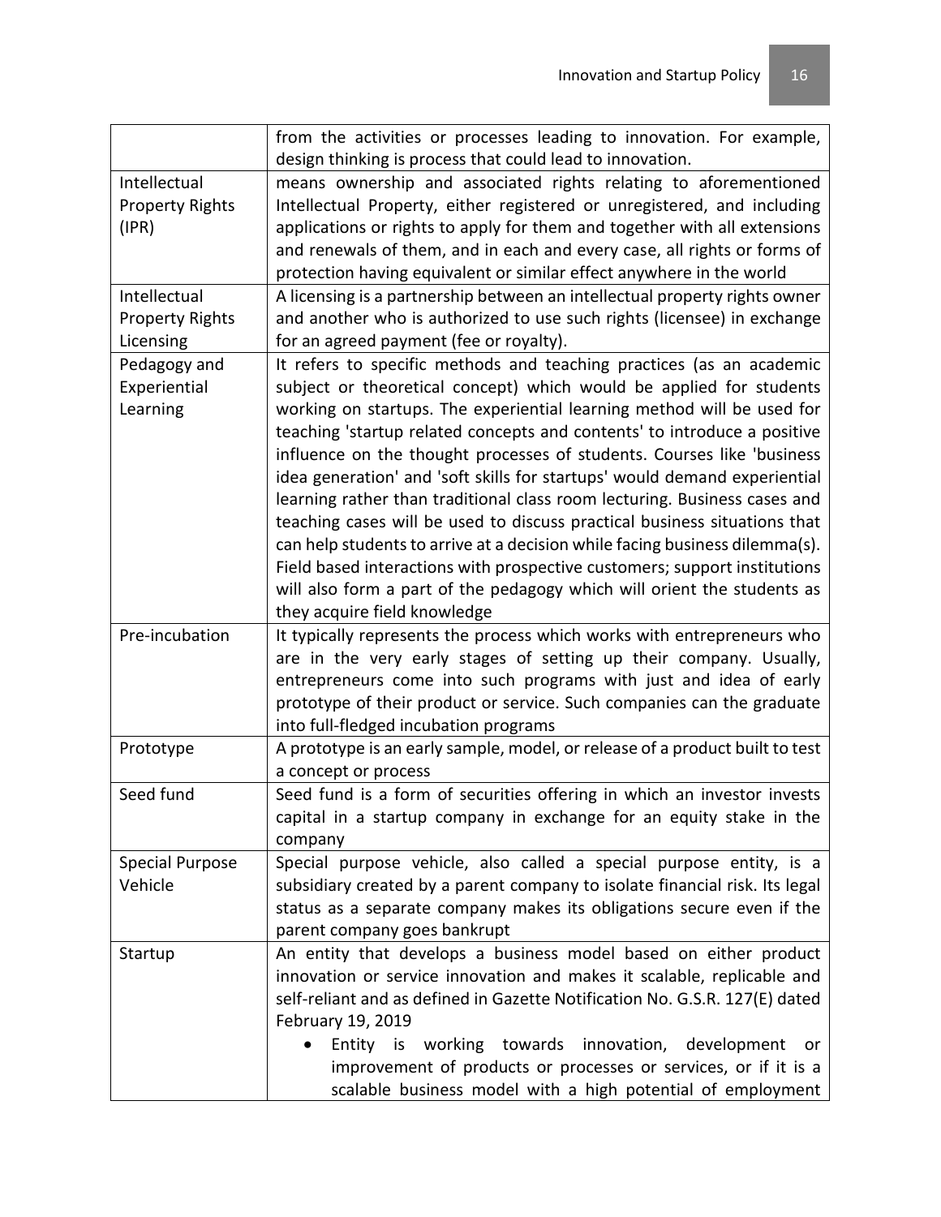| | |
|---|---|
| | from the activities or processes leading to innovation. For example, design thinking is process that could lead to innovation. |
| Intellectual Property Rights (IPR) | means ownership and associated rights relating to aforementioned Intellectual Property, either registered or unregistered, and including applications or rights to apply for them and together with all extensions and renewals of them, and in each and every case, all rights or forms of protection having equivalent or similar effect anywhere in the world |
| Intellectual Property Rights Licensing | A licensing is a partnership between an intellectual property rights owner and another who is authorized to use such rights (licensee) in exchange for an agreed payment (fee or royalty). |
| Pedagogy and Experiential Learning | It refers to specific methods and teaching practices (as an academic subject or theoretical concept) which would be applied for students working on startups. The experiential learning method will be used for teaching 'startup related concepts and contents' to introduce a positive influence on the thought processes of students. Courses like 'business idea generation' and 'soft skills for startups' would demand experiential learning rather than traditional class room lecturing. Business cases and teaching cases will be used to discuss practical business situations that can help students to arrive at a decision while facing business dilemma(s). Field based interactions with prospective customers; support institutions will also form a part of the pedagogy which will orient the students as they acquire field knowledge |
| Pre-incubation | It typically represents the process which works with entrepreneurs who are in the very early stages of setting up their company. Usually, entrepreneurs come into such programs with just and idea of early prototype of their product or service. Such companies can the graduate into full-fledged incubation programs |
| Prototype | A prototype is an early sample, model, or release of a product built to test a concept or process |
| Seed fund | Seed fund is a form of securities offering in which an investor invests capital in a startup company in exchange for an equity stake in the company |
| Special Purpose Vehicle | Special purpose vehicle, also called a special purpose entity, is a subsidiary created by a parent company to isolate financial risk. Its legal status as a separate company makes its obligations secure even if the parent company goes bankrupt |
| Startup | An entity that develops a business model based on either product innovation or service innovation and makes it scalable, replicable and self-reliant and as defined in Gazette Notification No. G.S.R. 127(E) dated February 19, 2019<br>• Entity is working towards innovation, development or improvement of products or processes or services, or if it is a scalable business model with a high potential of employment |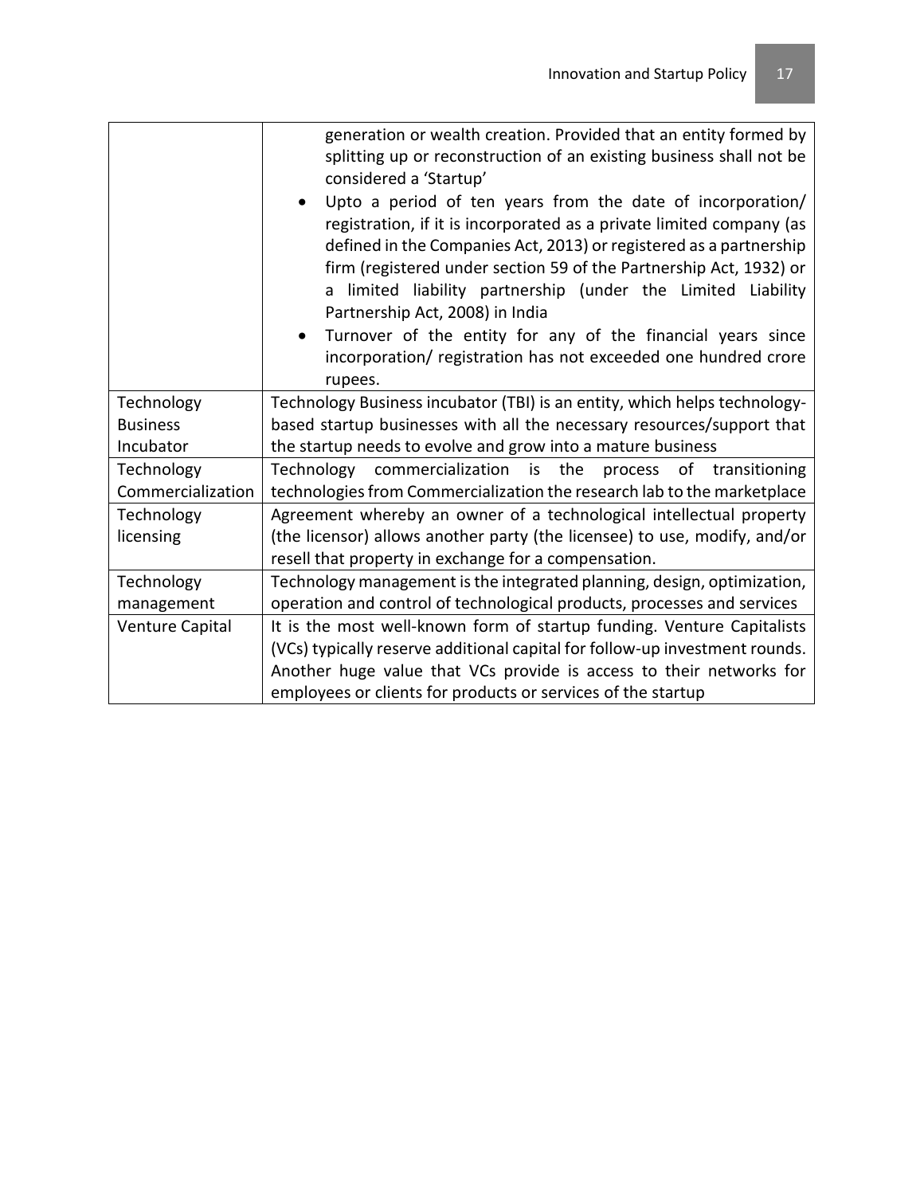| | |
|---|---|
| | generation or wealth creation. Provided that an entity formed by splitting up or reconstruction of an existing business shall not be considered a 'Startup' <br>• Upto a period of ten years from the date of incorporation/ registration, if it is incorporated as a private limited company (as defined in the Companies Act, 2013) or registered as a partnership firm (registered under section 59 of the Partnership Act, 1932) or a limited liability partnership (under the Limited Liability Partnership Act, 2008) in India <br>• Turnover of the entity for any of the financial years since incorporation/ registration has not exceeded one hundred crore rupees. |
| Technology Business Incubator | Technology Business incubator (TBI) is an entity, which helps technology-based startup businesses with all the necessary resources/support that the startup needs to evolve and grow into a mature business |
| Technology Commercialization | Technology commercialization is the process of transitioning technologies from Commercialization the research lab to the marketplace |
| Technology licensing | Agreement whereby an owner of a technological intellectual property (the licensor) allows another party (the licensee) to use, modify, and/or resell that property in exchange for a compensation. |
| Technology management | Technology management is the integrated planning, design, optimization, operation and control of technological products, processes and services |
| Venture Capital | It is the most well-known form of startup funding. Venture Capitalists (VCs) typically reserve additional capital for follow-up investment rounds. Another huge value that VCs provide is access to their networks for employees or clients for products or services of the startup |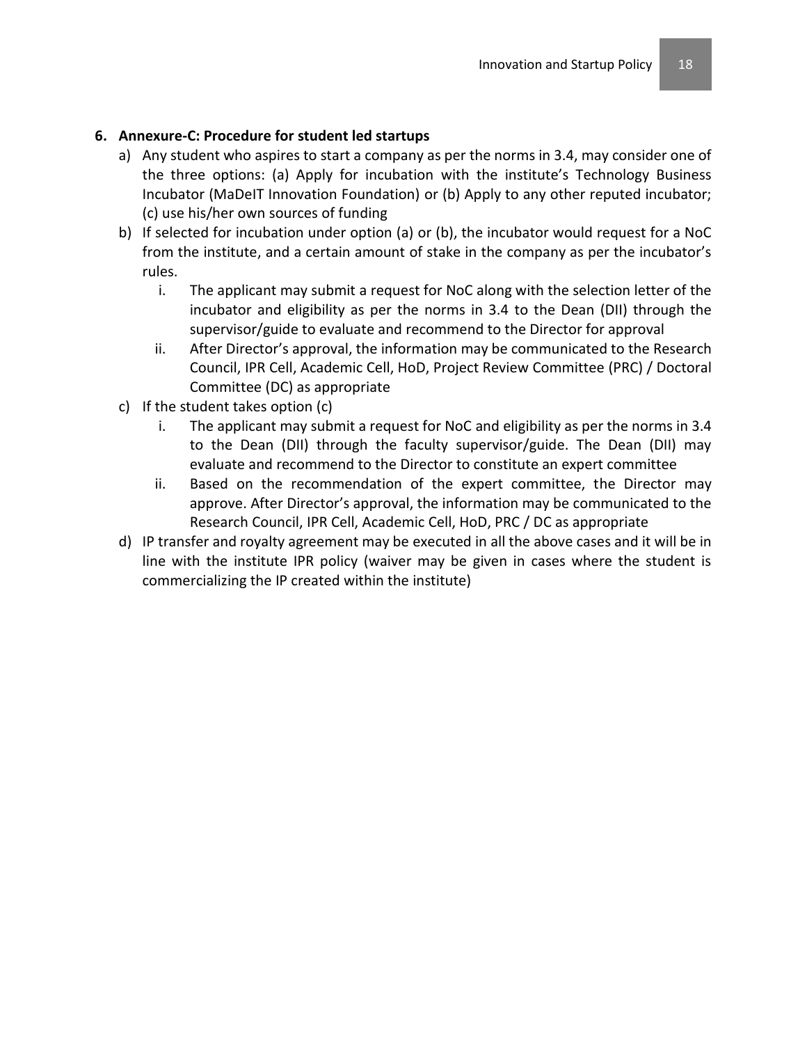## 6. Annexure-C: Procedure for student led startups

a) Any student who aspires to start a company as per the norms in 3.4, may consider one of the three options: (a) Apply for incubation with the institute's Technology Business Incubator (MaDeIT Innovation Foundation) or (b) Apply to any other reputed incubator; (c) use his/her own sources of funding

b) If selected for incubation under option (a) or (b), the incubator would request for a NoC from the institute, and a certain amount of stake in the company as per the incubator's rules.

   i. The applicant may submit a request for NoC along with the selection letter of the incubator and eligibility as per the norms in 3.4 to the Dean (DII) through the supervisor/guide to evaluate and recommend to the Director for approval

   ii. After Director's approval, the information may be communicated to the Research Council, IPR Cell, Academic Cell, HoD, Project Review Committee (PRC) / Doctoral Committee (DC) as appropriate

c) If the student takes option (c)

   i. The applicant may submit a request for NoC and eligibility as per the norms in 3.4 to the Dean (DII) through the faculty supervisor/guide. The Dean (DII) may evaluate and recommend to the Director to constitute an expert committee

   ii. Based on the recommendation of the expert committee, the Director may approve. After Director's approval, the information may be communicated to the Research Council, IPR Cell, Academic Cell, HoD, PRC / DC as appropriate

d) IP transfer and royalty agreement may be executed in all the above cases and it will be in line with the institute IPR policy (waiver may be given in cases where the student is commercializing the IP created within the institute)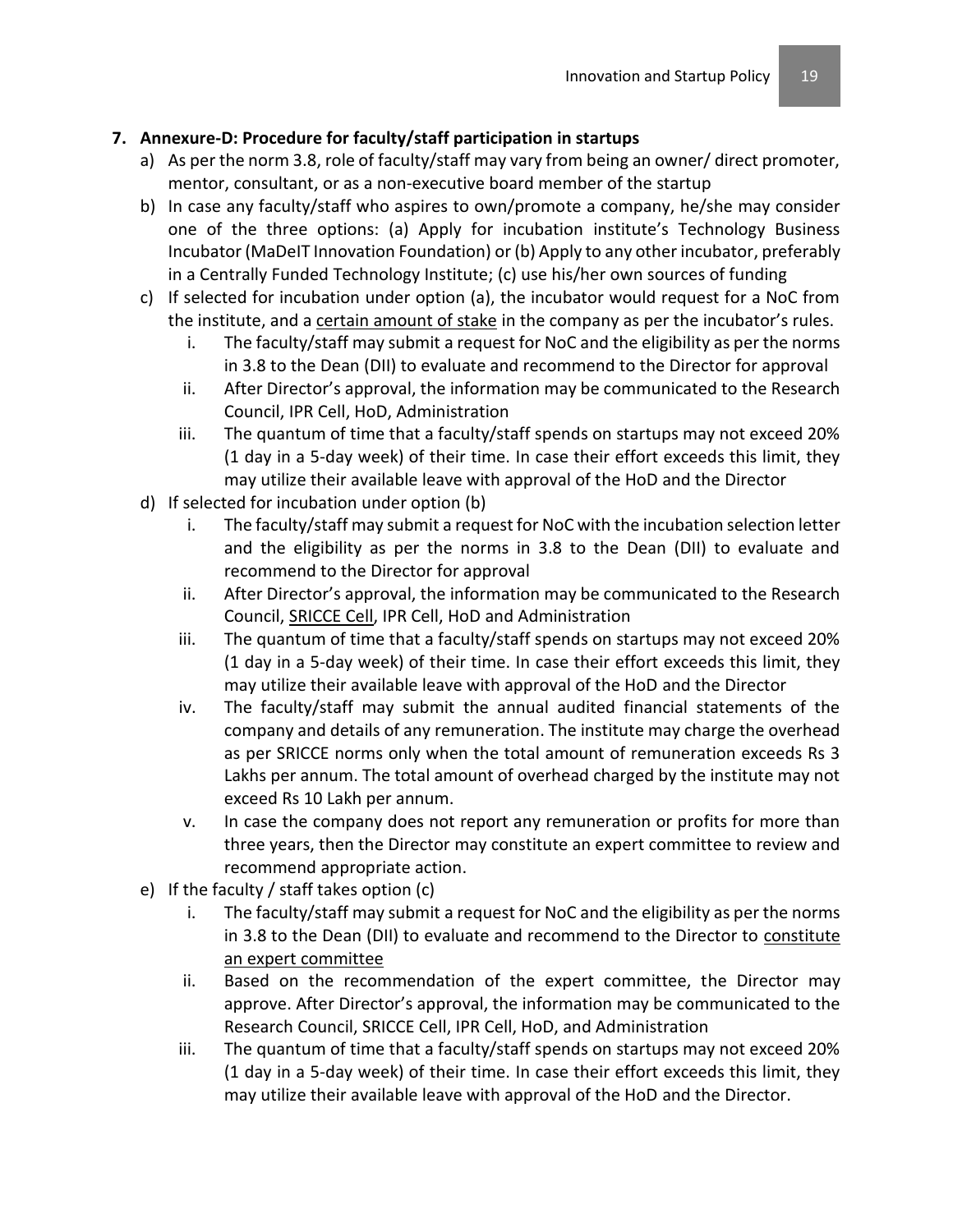## 7. Annexure-D: Procedure for faculty/staff participation in startups

a) As per the norm 3.8, role of faculty/staff may vary from being an owner/ direct promoter, mentor, consultant, or as a non-executive board member of the startup

b) In case any faculty/staff who aspires to own/promote a company, he/she may consider one of the three options: (a) Apply for incubation institute's Technology Business Incubator (MaDeIT Innovation Foundation) or (b) Apply to any other incubator, preferably in a Centrally Funded Technology Institute; (c) use his/her own sources of funding

c) If selected for incubation under option (a), the incubator would request for a NoC from the institute, and a certain amount of stake in the company as per the incubator's rules.

   i. The faculty/staff may submit a request for NoC and the eligibility as per the norms in 3.8 to the Dean (DII) to evaluate and recommend to the Director for approval

   ii. After Director's approval, the information may be communicated to the Research Council, IPR Cell, HoD, Administration

   iii. The quantum of time that a faculty/staff spends on startups may not exceed 20% (1 day in a 5-day week) of their time. In case their effort exceeds this limit, they may utilize their available leave with approval of the HoD and the Director

d) If selected for incubation under option (b)

   i. The faculty/staff may submit a request for NoC with the incubation selection letter and the eligibility as per the norms in 3.8 to the Dean (DII) to evaluate and recommend to the Director for approval

   ii. After Director's approval, the information may be communicated to the Research Council, SRICCE Cell, IPR Cell, HoD and Administration

   iii. The quantum of time that a faculty/staff spends on startups may not exceed 20% (1 day in a 5-day week) of their time. In case their effort exceeds this limit, they may utilize their available leave with approval of the HoD and the Director

   iv. The faculty/staff may submit the annual audited financial statements of the company and details of any remuneration. The institute may charge the overhead as per SRICCE norms only when the total amount of remuneration exceeds Rs 3 Lakhs per annum. The total amount of overhead charged by the institute may not exceed Rs 10 Lakh per annum.

   v. In case the company does not report any remuneration or profits for more than three years, then the Director may constitute an expert committee to review and recommend appropriate action.

e) If the faculty / staff takes option (c)

   i. The faculty/staff may submit a request for NoC and the eligibility as per the norms in 3.8 to the Dean (DII) to evaluate and recommend to the Director to constitute an expert committee

   ii. Based on the recommendation of the expert committee, the Director may approve. After Director's approval, the information may be communicated to the Research Council, SRICCE Cell, IPR Cell, HoD, and Administration

   iii. The quantum of time that a faculty/staff spends on startups may not exceed 20% (1 day in a 5-day week) of their time. In case their effort exceeds this limit, they may utilize their available leave with approval of the HoD and the Director.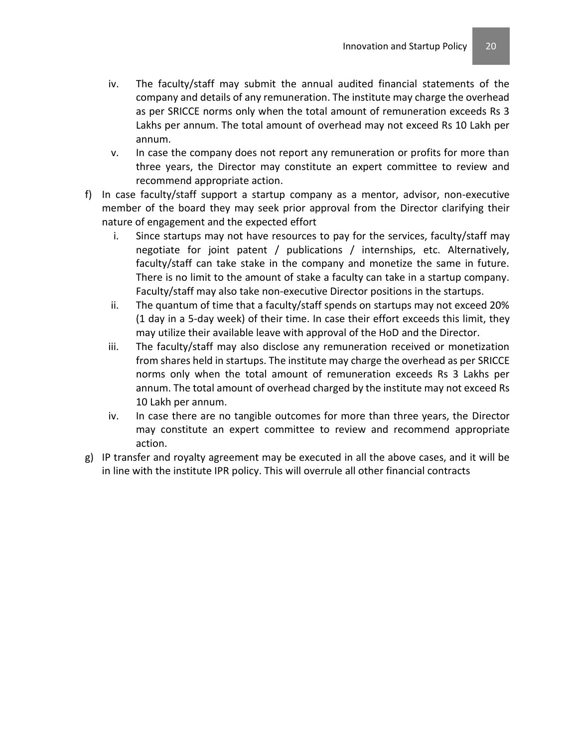iv. The faculty/staff may submit the annual audited financial statements of the company and details of any remuneration. The institute may charge the overhead as per SRICCE norms only when the total amount of remuneration exceeds Rs 3 Lakhs per annum. The total amount of overhead may not exceed Rs 10 Lakh per annum.

v. In case the company does not report any remuneration or profits for more than three years, the Director may constitute an expert committee to review and recommend appropriate action.

f) In case faculty/staff support a startup company as a mentor, advisor, non-executive member of the board they may seek prior approval from the Director clarifying their nature of engagement and the expected effort

   i. Since startups may not have resources to pay for the services, faculty/staff may negotiate for joint patent / publications / internships, etc. Alternatively, faculty/staff can take stake in the company and monetize the same in future. There is no limit to the amount of stake a faculty can take in a startup company. Faculty/staff may also take non-executive Director positions in the startups.

   ii. The quantum of time that a faculty/staff spends on startups may not exceed 20% (1 day in a 5-day week) of their time. In case their effort exceeds this limit, they may utilize their available leave with approval of the HoD and the Director.

   iii. The faculty/staff may also disclose any remuneration received or monetization from shares held in startups. The institute may charge the overhead as per SRICCE norms only when the total amount of remuneration exceeds Rs 3 Lakhs per annum. The total amount of overhead charged by the institute may not exceed Rs 10 Lakh per annum.

   iv. In case there are no tangible outcomes for more than three years, the Director may constitute an expert committee to review and recommend appropriate action.

g) IP transfer and royalty agreement may be executed in all the above cases, and it will be in line with the institute IPR policy. This will overrule all other financial contracts